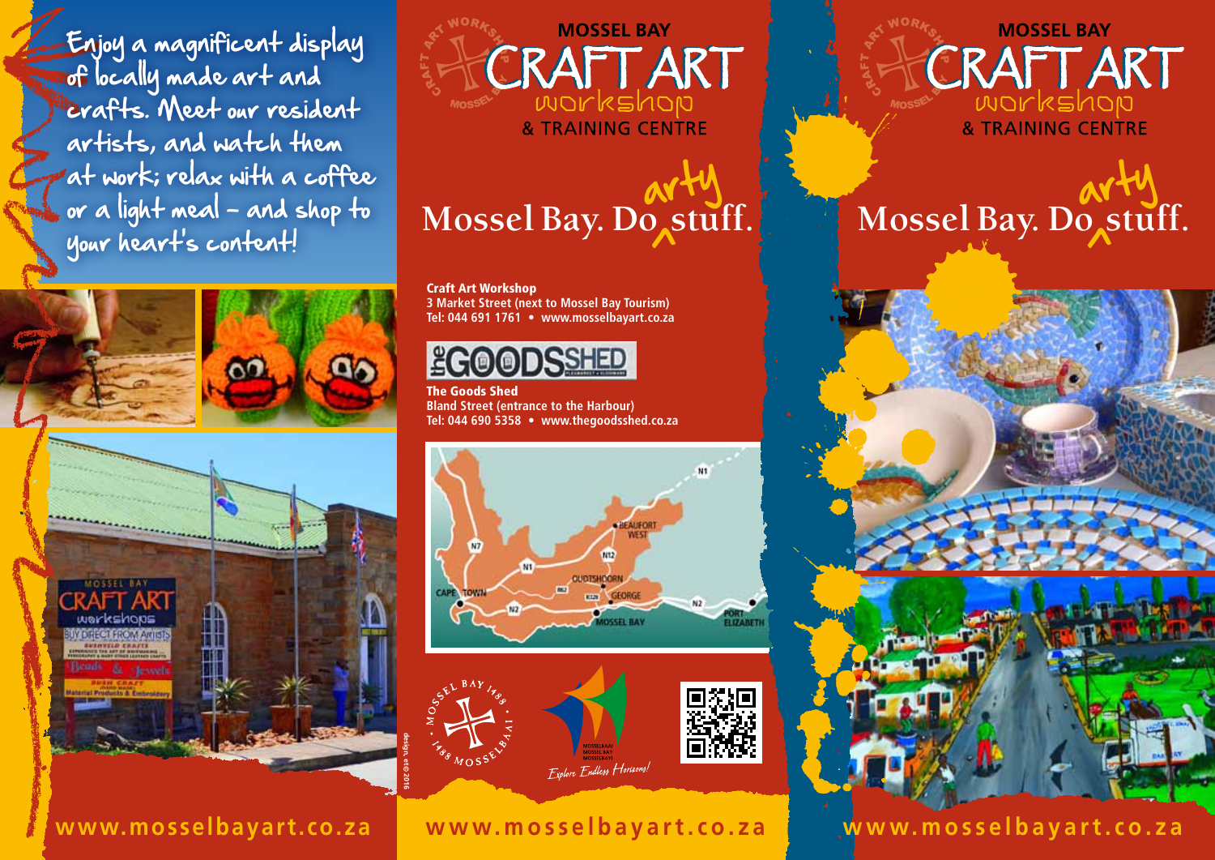Enjoy a magnificent display of locally made art and crafts. Meet our resident artists, and watch them at work; relax with a coffee or a light meal – and shop to your heart's content!

www.mosselbayart.co.za

# MOSSEL BAY CRAFT ART workshop & TRAINING CENTRE

## Mossel Bay. Do arty stuff.

**Craft Art Workshop**
**3 Market Street (next to Mossel Bay Tourism)**
**Tel: 044 691 1761 • www.mosselbayart.co.za**

**The Goods Shed**
**Bland Street (entrance to the Harbour)**
**Tel: 044 690 5358 • www.thegoodsshed.co.za**

N1, N7, N12, N2, R62, R328 — BEAUFORT WEST, OUDTSHOORN, CAPE TOWN, GEORGE, MOSSEL BAY, PORT ELIZABETH

Mossel Bay 1488 · 1488 Mosselbaai

Mosselbaai · Mossel Bay · Mosselbayi — *Explore Endless Horizons!*

design.etc© 2016

www.mosselbayart.co.za

# MOSSEL BAY CRAFT ART workshop & TRAINING CENTRE

## Mossel Bay. Do arty stuff.

www.mosselbayart.co.za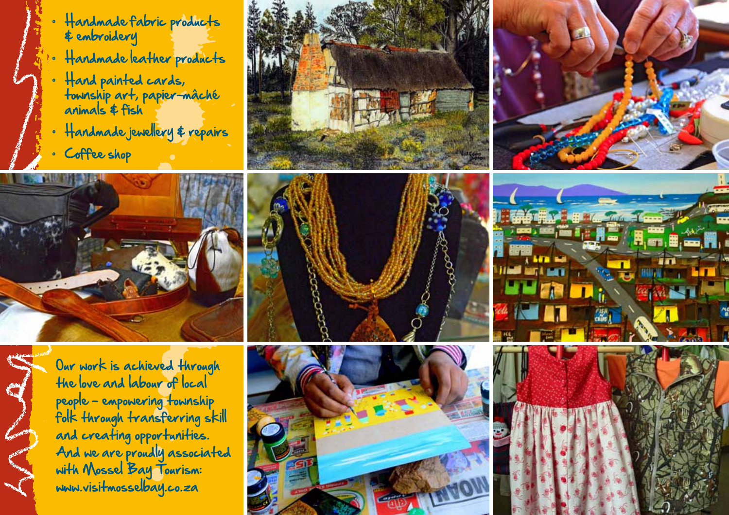- Handmade fabric products & embroidery
- Handmade leather products
- Hand painted cards, township art, papier-mâché animals & fish
- Handmade jewellery & repairs
- Coffee shop

Our work is achieved through the love and labour of local people – empowering township folk through transferring skill and creating opportunities. And we are proudly associated with Mossel Bay Tourism: www.visitmosselbay.co.za